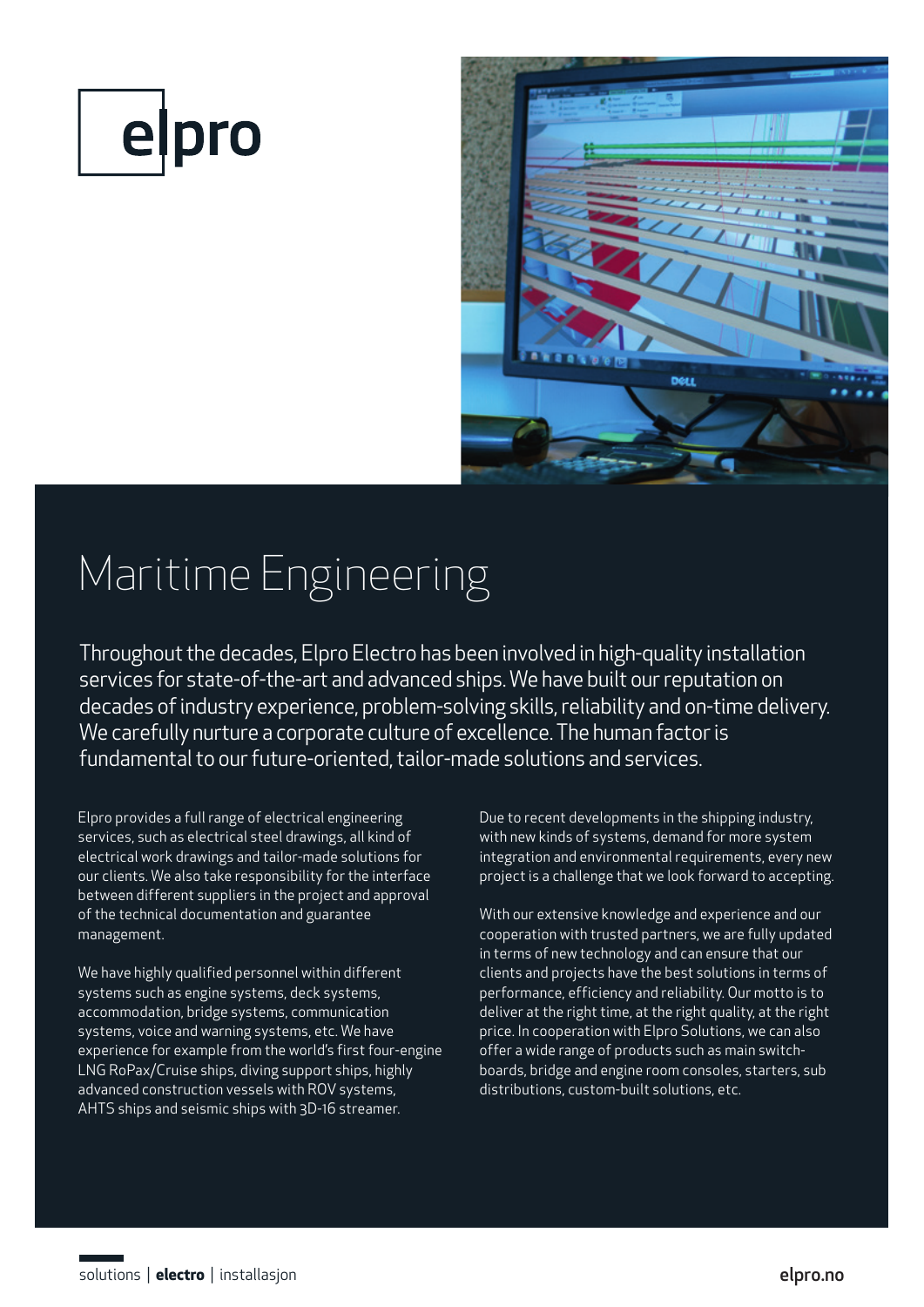elpro

# Maritime Engineering

Throughout the decades, Elpro Electro has been involved in high-quality installation services for state-of-the-art and advanced ships. We have built our reputation on decades of industry experience, problem-solving skills, reliability and on-time delivery. We carefully nurture a corporate culture of excellence. The human factor is fundamental to our future-oriented, tailor-made solutions and services.

Elpro provides a full range of electrical engineering services, such as electrical steel drawings, all kind of electrical work drawings and tailor-made solutions for our clients. We also take responsibility for the interface between different suppliers in the project and approval of the technical documentation and guarantee management.

We have highly qualified personnel within different systems such as engine systems, deck systems, accommodation, bridge systems, communication systems, voice and warning systems, etc. We have experience for example from the world's first four-engine LNG RoPax/Cruise ships, diving support ships, highly advanced construction vessels with ROV systems, AHTS ships and seismic ships with 3D-16 streamer.

Due to recent developments in the shipping industry, with new kinds of systems, demand for more system integration and environmental requirements, every new project is a challenge that we look forward to accepting.

With our extensive knowledge and experience and our cooperation with trusted partners, we are fully updated in terms of new technology and can ensure that our clients and projects have the best solutions in terms of performance, efficiency and reliability. Our motto is to deliver at the right time, at the right quality, at the right price. In cooperation with Elpro Solutions, we can also offer a wide range of products such as main switch-boards, bridge and engine room consoles, starters, sub distributions, custom-built solutions, etc.

solutions | **electro** | installasjon

elpro.no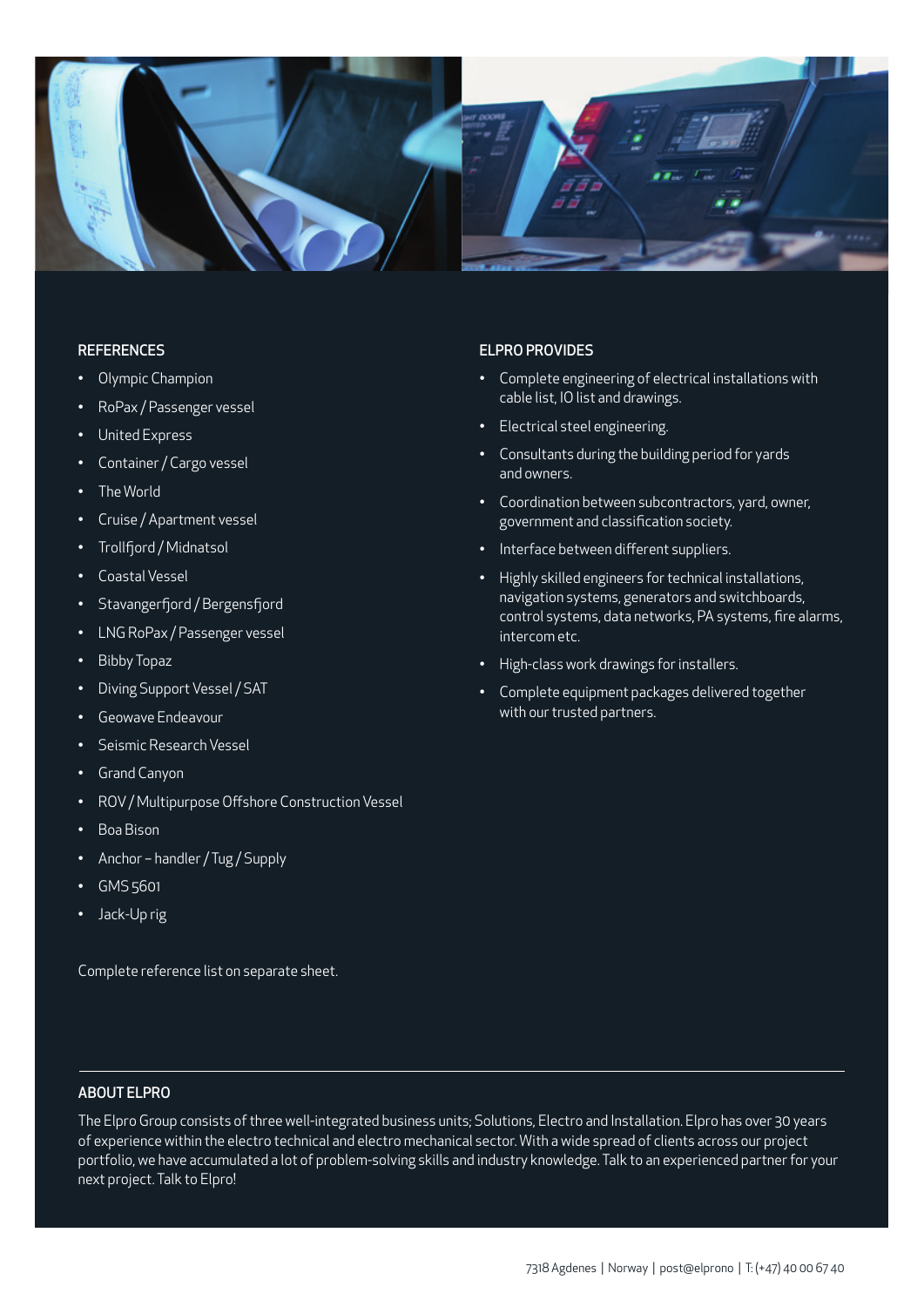## REFERENCES

- Olympic Champion
- RoPax / Passenger vessel
- United Express
- Container / Cargo vessel
- The World
- Cruise / Apartment vessel
- Trollfjord / Midnatsol
- Coastal Vessel
- Stavangerfjord / Bergensfjord
- LNG RoPax / Passenger vessel
- Bibby Topaz
- Diving Support Vessel / SAT
- Geowave Endeavour
- Seismic Research Vessel
- Grand Canyon
- ROV / Multipurpose Offshore Construction Vessel
- Boa Bison
- Anchor – handler / Tug / Supply
- GMS 5601
- Jack-Up rig

Complete reference list on separate sheet.

## ELPRO PROVIDES

- Complete engineering of electrical installations with cable list, IO list and drawings.
- Electrical steel engineering.
- Consultants during the building period for yards and owners.
- Coordination between subcontractors, yard, owner, government and classification society.
- Interface between different suppliers.
- Highly skilled engineers for technical installations, navigation systems, generators and switchboards, control systems, data networks, PA systems, fire alarms, intercom etc.
- High-class work drawings for installers.
- Complete equipment packages delivered together with our trusted partners.

## ABOUT ELPRO

The Elpro Group consists of three well-integrated business units; Solutions, Electro and Installation. Elpro has over 30 years of experience within the electro technical and electro mechanical sector. With a wide spread of clients across our project portfolio, we have accumulated a lot of problem-solving skills and industry knowledge. Talk to an experienced partner for your next project. Talk to Elpro!

7318 Agdenes | Norway | post@elprono | T: (+47) 40 00 67 40